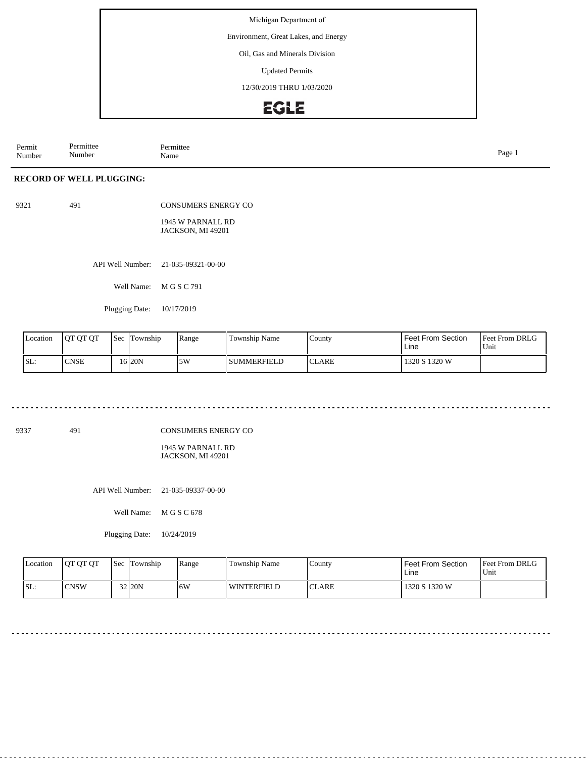Michigan Department of

Environment, Great Lakes, and Energy

Oil, Gas and Minerals Division

Updated Permits

12/30/2019 THRU 1/03/2020

EGLE

| Permit Number | Permittee Number | Permittee Name |
|---|---|---|

## RECORD OF WELL PLUGGING:

9321 491 CONSUMERS ENERGY CO

1945 W PARNALL RD
JACKSON, MI 49201

API Well Number: 21-035-09321-00-00

Well Name: M G S C 791

Plugging Date: 10/17/2019

| Location | QT QT QT | Sec | Township | Range | Township Name | County | Feet From Section Line | Feet From DRLG Unit |
|---|---|---|---|---|---|---|---|---|
| SL: | CNSE | 16 | 20N | 5W | SUMMERFIELD | CLARE | 1320 S 1320 W | |

---

9337 491 CONSUMERS ENERGY CO

1945 W PARNALL RD
JACKSON, MI 49201

API Well Number: 21-035-09337-00-00

Well Name: M G S C 678

Plugging Date: 10/24/2019

| Location | QT QT QT | Sec | Township | Range | Township Name | County | Feet From Section Line | Feet From DRLG Unit |
|---|---|---|---|---|---|---|---|---|
| SL: | CNSW | 32 | 20N | 6W | WINTERFIELD | CLARE | 1320 S 1320 W | |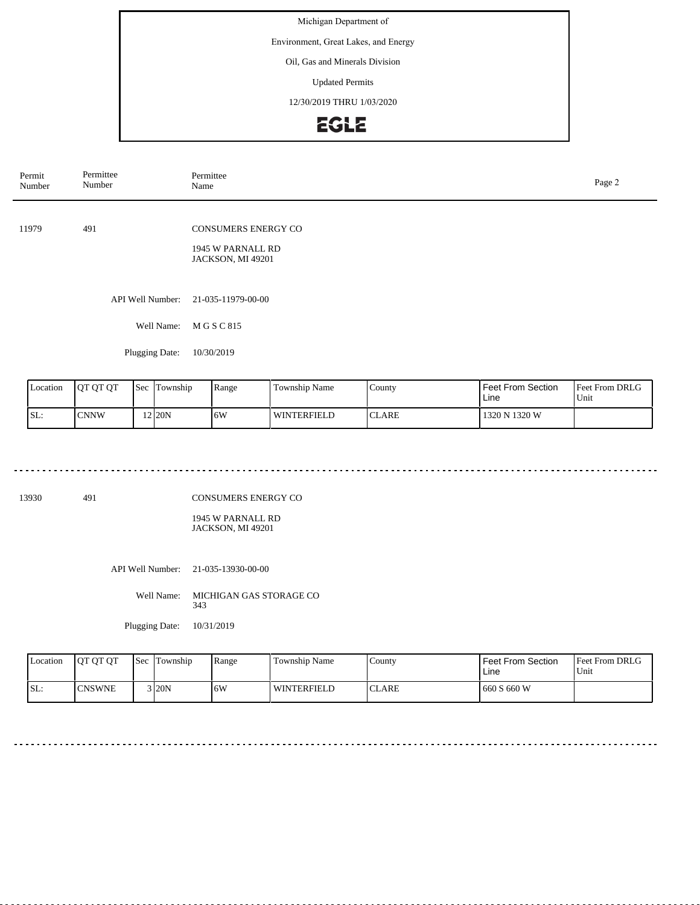Michigan Department of

Environment, Great Lakes, and Energy

Oil, Gas and Minerals Division

Updated Permits

12/30/2019 THRU 1/03/2020

EGLE

| Permit Number | Permittee Number | Permittee Name |
|---|---|---|

---

11979 491 CONSUMERS ENERGY CO

1945 W PARNALL RD
JACKSON, MI 49201

API Well Number: 21-035-11979-00-00

Well Name: M G S C 815

Plugging Date: 10/30/2019

| Location | QT QT QT | Sec | Township | Range | Township Name | County | Feet From Section Line | Feet From DRLG Unit |
|---|---|---|---|---|---|---|---|---|
| SL: | CNNW | 12 | 20N | 6W | WINTERFIELD | CLARE | 1320 N 1320 W | |

---

13930 491 CONSUMERS ENERGY CO

1945 W PARNALL RD
JACKSON, MI 49201

API Well Number: 21-035-13930-00-00

Well Name: MICHIGAN GAS STORAGE CO 343

Plugging Date: 10/31/2019

| Location | QT QT QT | Sec | Township | Range | Township Name | County | Feet From Section Line | Feet From DRLG Unit |
|---|---|---|---|---|---|---|---|---|
| SL: | CNSWNE | 3 | 20N | 6W | WINTERFIELD | CLARE | 660 S 660 W | |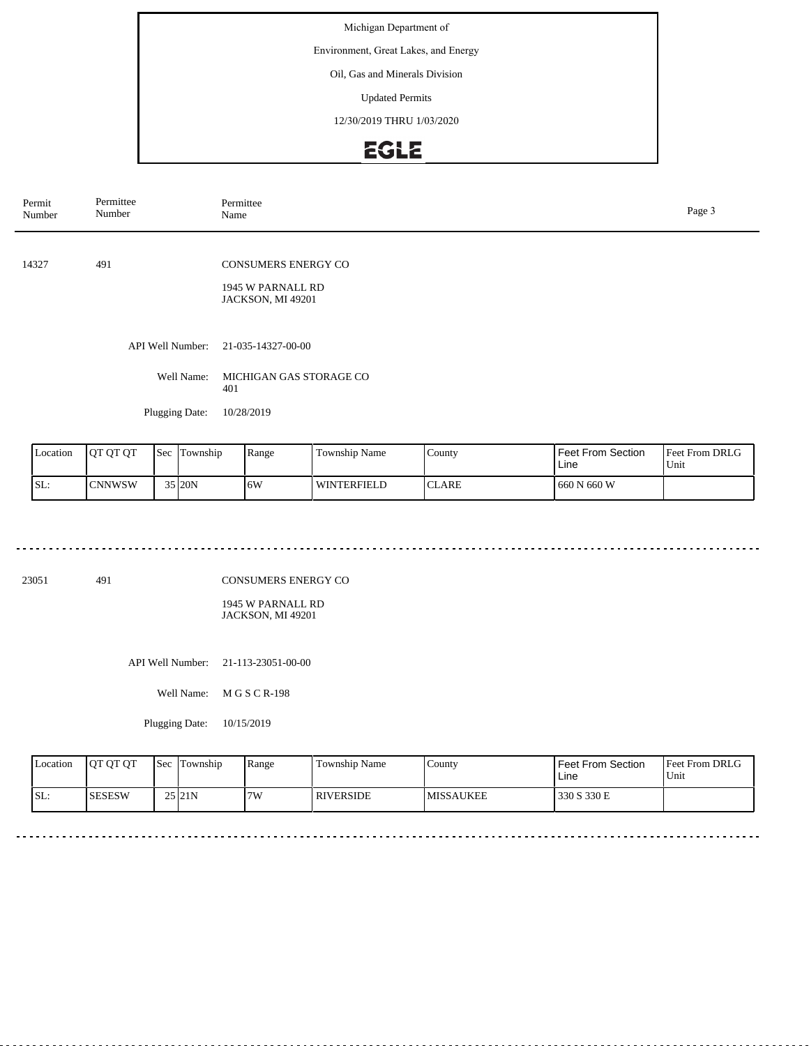Michigan Department of

Environment, Great Lakes, and Energy

Oil, Gas and Minerals Division

Updated Permits

12/30/2019 THRU 1/03/2020

EGLE

| Permit Number | Permittee Number | Permittee Name |
|---|---|---|

---

| Permit Number | Permittee Number | Permittee Name |
|---|---|---|
| 14327 | 491 | CONSUMERS ENERGY CO<br>1945 W PARNALL RD<br>JACKSON, MI 49201 |

API Well Number: 21-035-14327-00-00

Well Name: MICHIGAN GAS STORAGE CO 401

Plugging Date: 10/28/2019

| Location | QT QT QT | Sec | Township | Range | Township Name | County | Feet From Section Line | Feet From DRLG Unit |
|---|---|---|---|---|---|---|---|---|
| SL: | CNNWSW | 35 | 20N | 6W | WINTERFIELD | CLARE | 660 N 660 W | |

---

| Permit Number | Permittee Number | Permittee Name |
|---|---|---|
| 23051 | 491 | CONSUMERS ENERGY CO<br>1945 W PARNALL RD<br>JACKSON, MI 49201 |

API Well Number: 21-113-23051-00-00

Well Name: M G S C R-198

Plugging Date: 10/15/2019

| Location | QT QT QT | Sec | Township | Range | Township Name | County | Feet From Section Line | Feet From DRLG Unit |
|---|---|---|---|---|---|---|---|---|
| SL: | SESESW | 25 | 21N | 7W | RIVERSIDE | MISSAUKEE | 330 S 330 E | |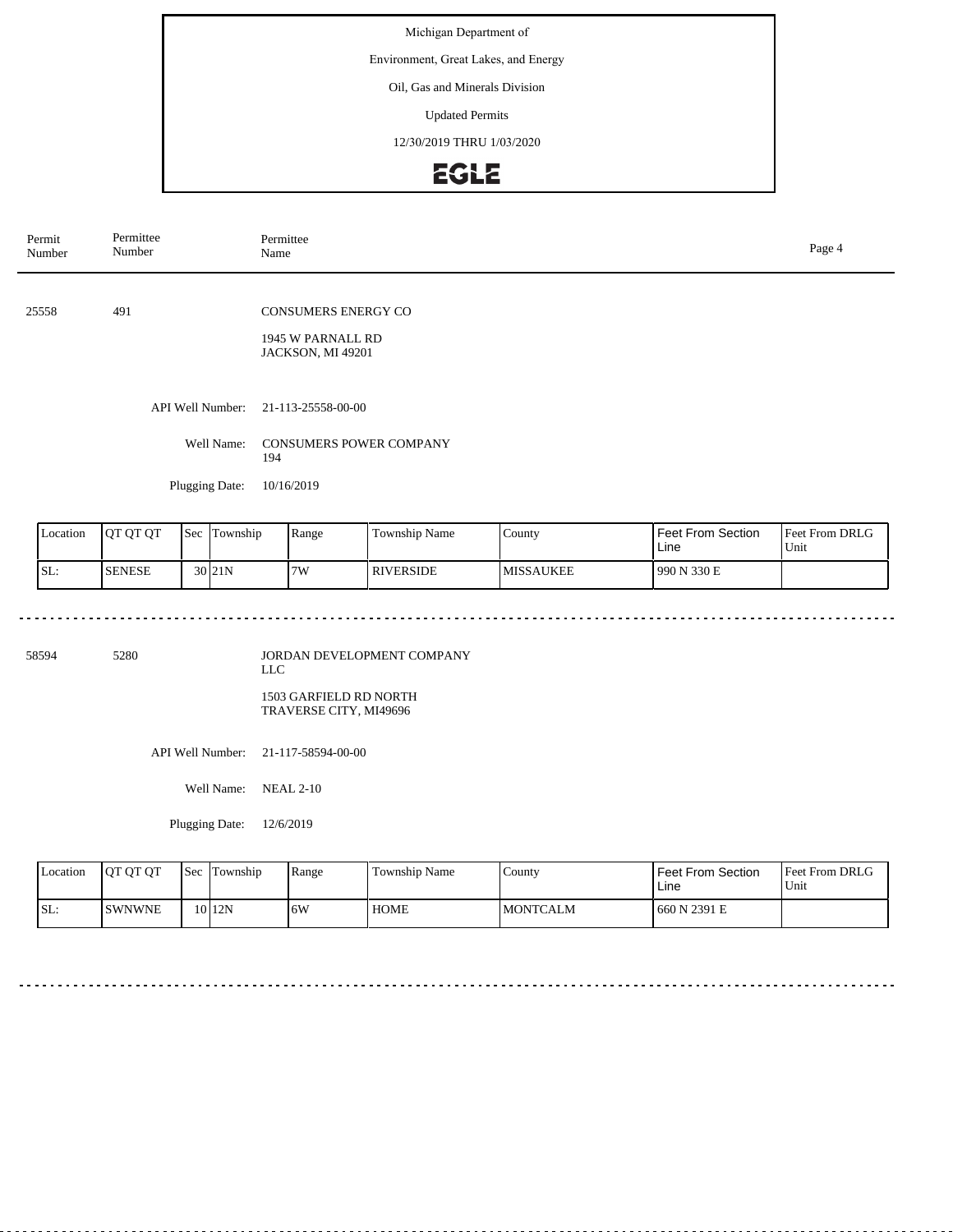Michigan Department of

Environment, Great Lakes, and Energy

Oil, Gas and Minerals Division

Updated Permits

12/30/2019 THRU 1/03/2020

EGLE

| Permit Number | Permittee Number | Permittee Name |
|---|---|---|
| 25558 | 491 | CONSUMERS ENERGY CO<br>1945 W PARNALL RD<br>JACKSON, MI 49201 |

API Well Number: 21-113-25558-00-00

Well Name: CONSUMERS POWER COMPANY 194

Plugging Date: 10/16/2019

| Location | QT QT QT | Sec | Township | Range | Township Name | County | Feet From Section Line | Feet From DRLG Unit |
|---|---|---|---|---|---|---|---|---|
| SL: | SENESE | 30 | 21N | 7W | RIVERSIDE | MISSAUKEE | 990 N 330 E | |

---

| Permit Number | Permittee Number | Permittee Name |
|---|---|---|
| 58594 | 5280 | JORDAN DEVELOPMENT COMPANY LLC<br>1503 GARFIELD RD NORTH<br>TRAVERSE CITY, MI49696 |

API Well Number: 21-117-58594-00-00

Well Name: NEAL 2-10

Plugging Date: 12/6/2019

| Location | QT QT QT | Sec | Township | Range | Township Name | County | Feet From Section Line | Feet From DRLG Unit |
|---|---|---|---|---|---|---|---|---|
| SL: | SWNWNE | 10 | 12N | 6W | HOME | MONTCALM | 660 N 2391 E | |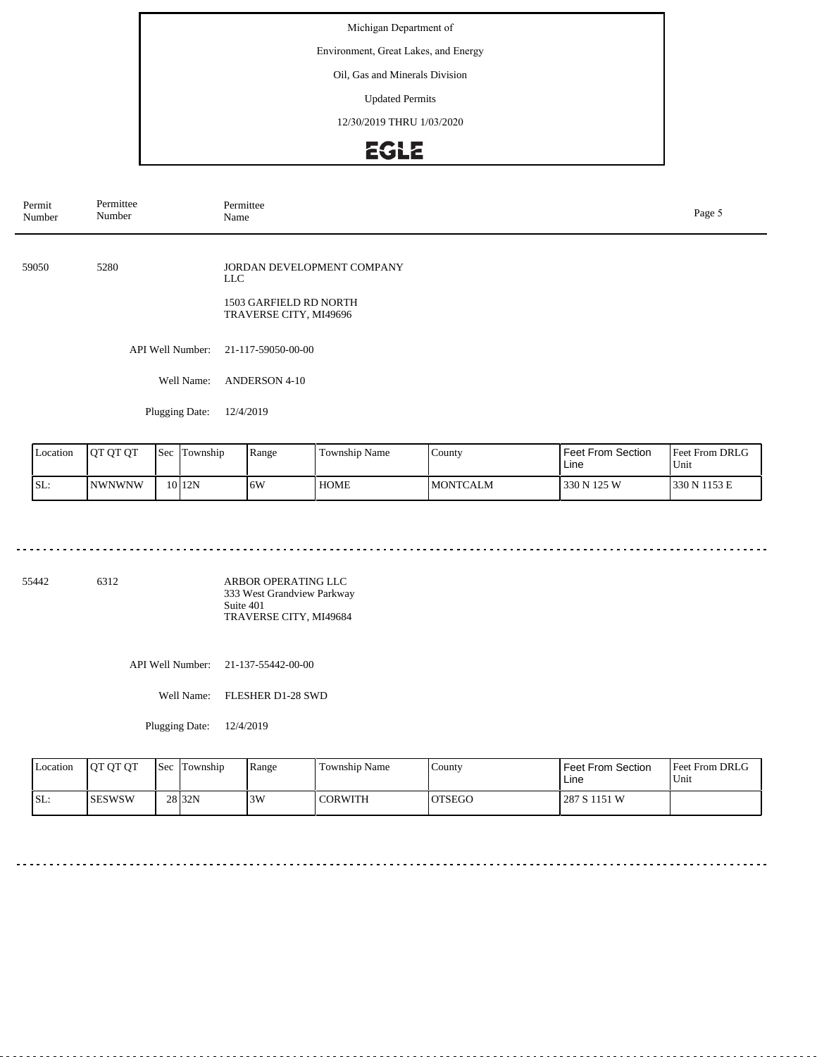Michigan Department of

Environment, Great Lakes, and Energy

Oil, Gas and Minerals Division

Updated Permits

12/30/2019 THRU 1/03/2020

EGLE

| Permit Number | Permittee Number | Permittee Name |
|---|---|---|

59050 5280 JORDAN DEVELOPMENT COMPANY LLC

1503 GARFIELD RD NORTH
TRAVERSE CITY, MI49696

API Well Number: 21-117-59050-00-00

Well Name: ANDERSON 4-10

Plugging Date: 12/4/2019

| Location | QT QT QT | Sec | Township | Range | Township Name | County | Feet From Section Line | Feet From DRLG Unit |
|---|---|---|---|---|---|---|---|---|
| SL: | NWNWNW | 10 | 12N | 6W | HOME | MONTCALM | 330 N 125 W | 330 N 1153 E |

---

55442 6312 ARBOR OPERATING LLC
333 West Grandview Parkway
Suite 401
TRAVERSE CITY, MI49684

API Well Number: 21-137-55442-00-00

Well Name: FLESHER D1-28 SWD

Plugging Date: 12/4/2019

| Location | QT QT QT | Sec | Township | Range | Township Name | County | Feet From Section Line | Feet From DRLG Unit |
|---|---|---|---|---|---|---|---|---|
| SL: | SESWSW | 28 | 32N | 3W | CORWITH | OTSEGO | 287 S 1151 W | |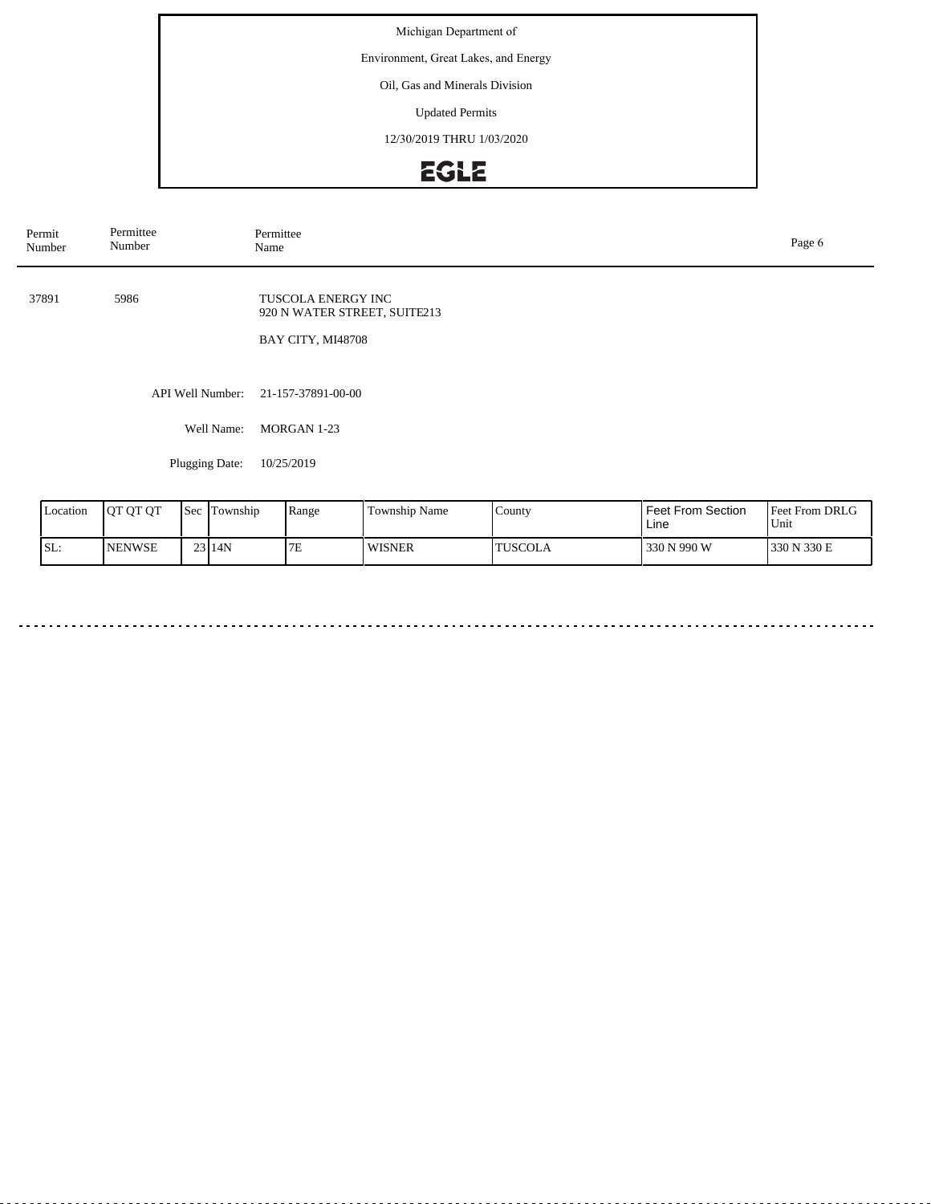Michigan Department of

Environment, Great Lakes, and Energy

Oil, Gas and Minerals Division

Updated Permits

12/30/2019 THRU 1/03/2020

EGLE

| Permit Number | Permittee Number | Permittee Name |
|---|---|---|
| 37891 | 5986 | TUSCOLA ENERGY INC<br>920 N WATER STREET, SUITE213<br>BAY CITY, MI48708 |

API Well Number: 21-157-37891-00-00

Well Name: MORGAN 1-23

Plugging Date: 10/25/2019

| Location | QT QT QT | Sec | Township | Range | Township Name | County | Feet From Section Line | Feet From DRLG Unit |
|---|---|---|---|---|---|---|---|---|
| SL: | NENWSE | 23 | 14N | 7E | WISNER | TUSCOLA | 330 N 990 W | 330 N 330 E |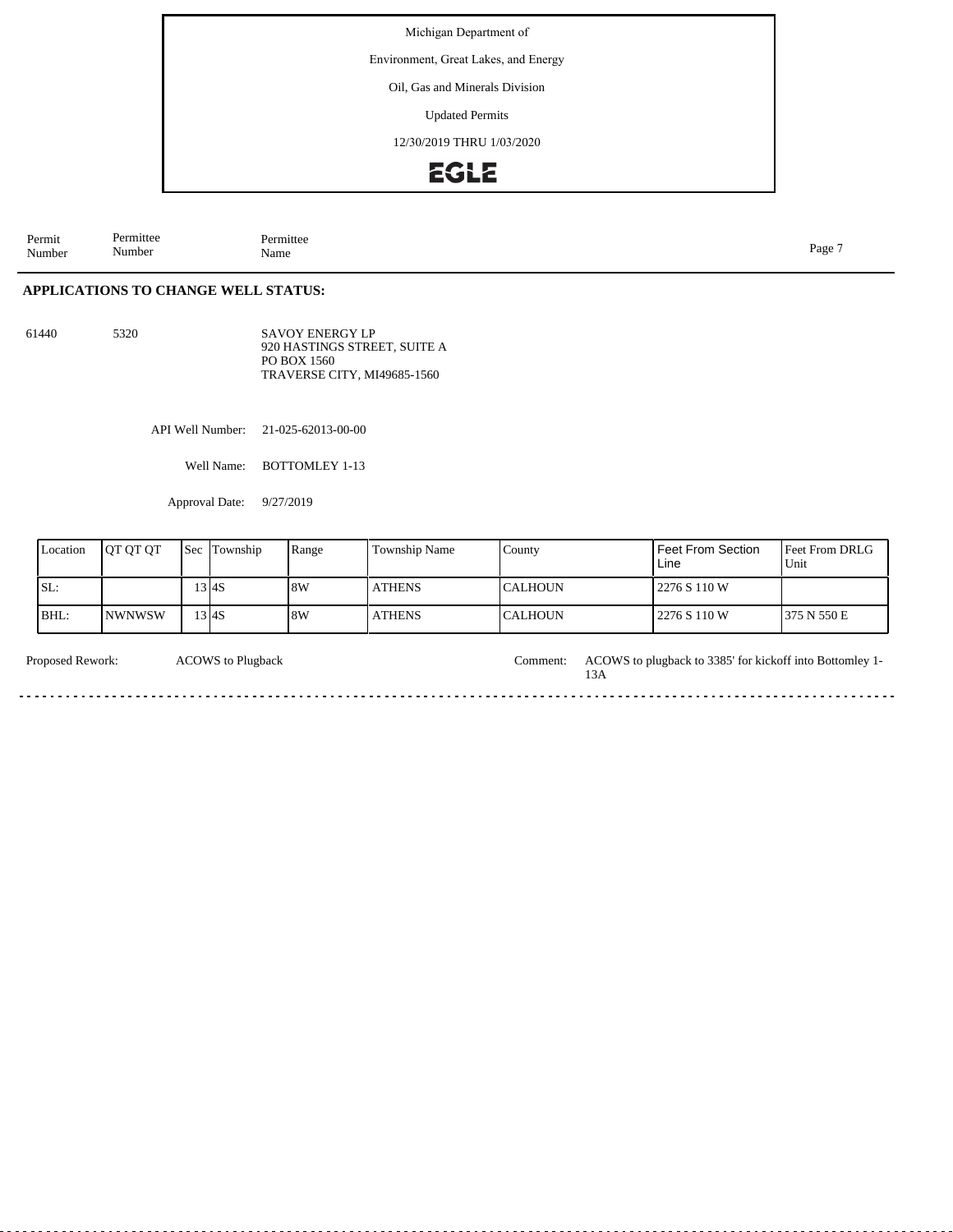Michigan Department of

Environment, Great Lakes, and Energy

Oil, Gas and Minerals Division

Updated Permits

12/30/2019 THRU 1/03/2020

EGLE

| Permit Number | Permittee Number | Permittee Name |
|---|---|---|

## APPLICATIONS TO CHANGE WELL STATUS:

61440 | 5320 | SAVOY ENERGY LP
920 HASTINGS STREET, SUITE A
PO BOX 1560
TRAVERSE CITY, MI49685-1560

API Well Number: 21-025-62013-00-00

Well Name: BOTTOMLEY 1-13

Approval Date: 9/27/2019

| Location | QT QT QT | Sec | Township | Range | Township Name | County | Feet From Section Line | Feet From DRLG Unit |
|---|---|---|---|---|---|---|---|---|
| SL: | | 13 | 4S | 8W | ATHENS | CALHOUN | 2276 S 110 W | |
| BHL: | NWNWSW | 13 | 4S | 8W | ATHENS | CALHOUN | 2276 S 110 W | 375 N 550 E |

Proposed Rework: ACOWS to Plugback

Comment: ACOWS to plugback to 3385' for kickoff into Bottomley 1-13A